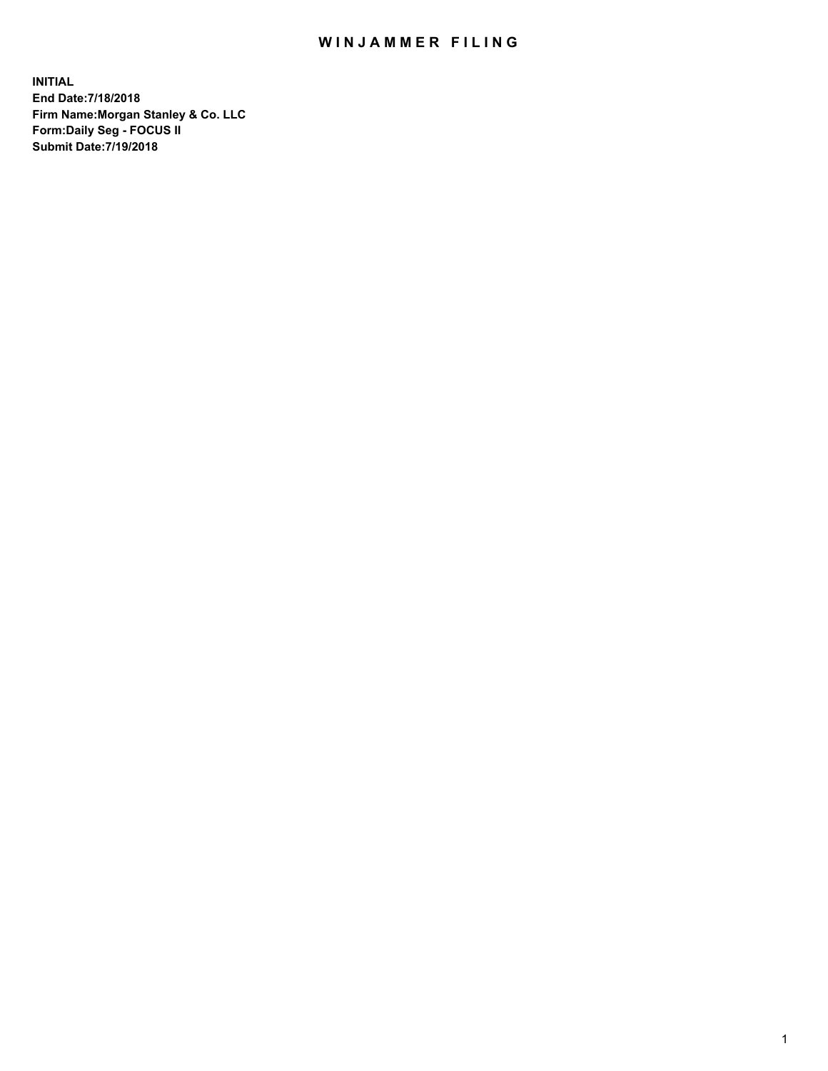# WINJAMMER FILING

**INITIAL**
**End Date:7/18/2018**
**Firm Name:Morgan Stanley & Co. LLC**
**Form:Daily Seg - FOCUS II**
**Submit Date:7/19/2018**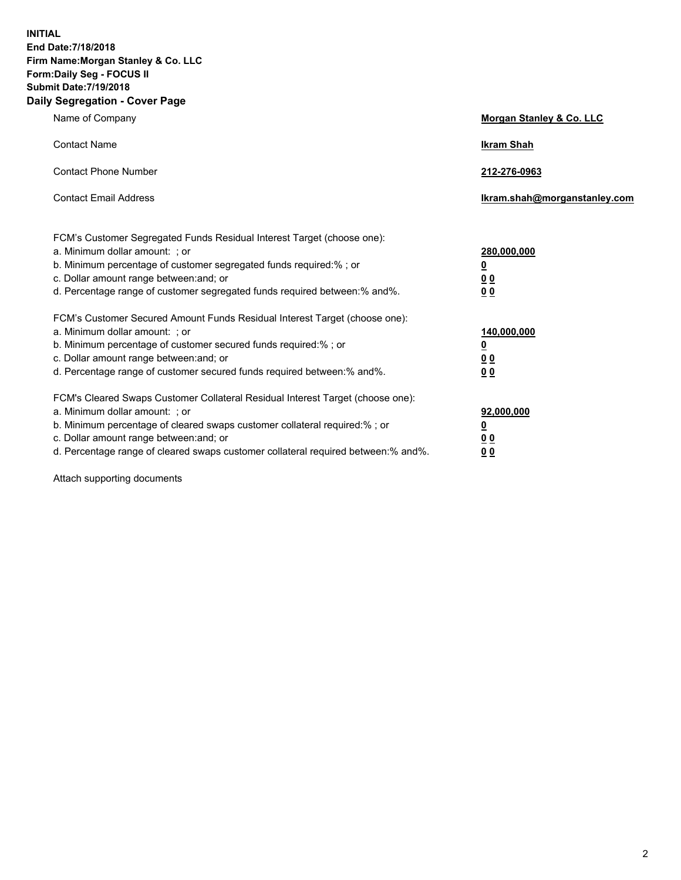**INITIAL**
**End Date:7/18/2018**
**Firm Name:Morgan Stanley & Co. LLC**
**Form:Daily Seg - FOCUS II**
**Submit Date:7/19/2018**
**Daily Segregation - Cover Page**

| | |
|---|---|
| Name of Company | **Morgan Stanley & Co. LLC** |
| Contact Name | **Ikram Shah** |
| Contact Phone Number | **212-276-0963** |
| Contact Email Address | **Ikram.shah@morganstanley.com** |

FCM's Customer Segregated Funds Residual Interest Target (choose one):

| | |
|---|---|
| a. Minimum dollar amount: ; or | **280,000,000** |
| b. Minimum percentage of customer segregated funds required:% ; or | **0** |
| c. Dollar amount range between:and; or | **0 0** |
| d. Percentage range of customer segregated funds required between:% and%. | **0 0** |

FCM's Customer Secured Amount Funds Residual Interest Target (choose one):

| | |
|---|---|
| a. Minimum dollar amount: ; or | **140,000,000** |
| b. Minimum percentage of customer secured funds required:% ; or | **0** |
| c. Dollar amount range between:and; or | **0 0** |
| d. Percentage range of customer secured funds required between:% and%. | **0 0** |

FCM's Cleared Swaps Customer Collateral Residual Interest Target (choose one):

| | |
|---|---|
| a. Minimum dollar amount: ; or | **92,000,000** |
| b. Minimum percentage of cleared swaps customer collateral required:% ; or | **0** |
| c. Dollar amount range between:and; or | **0 0** |
| d. Percentage range of cleared swaps customer collateral required between:% and%. | **0 0** |

Attach supporting documents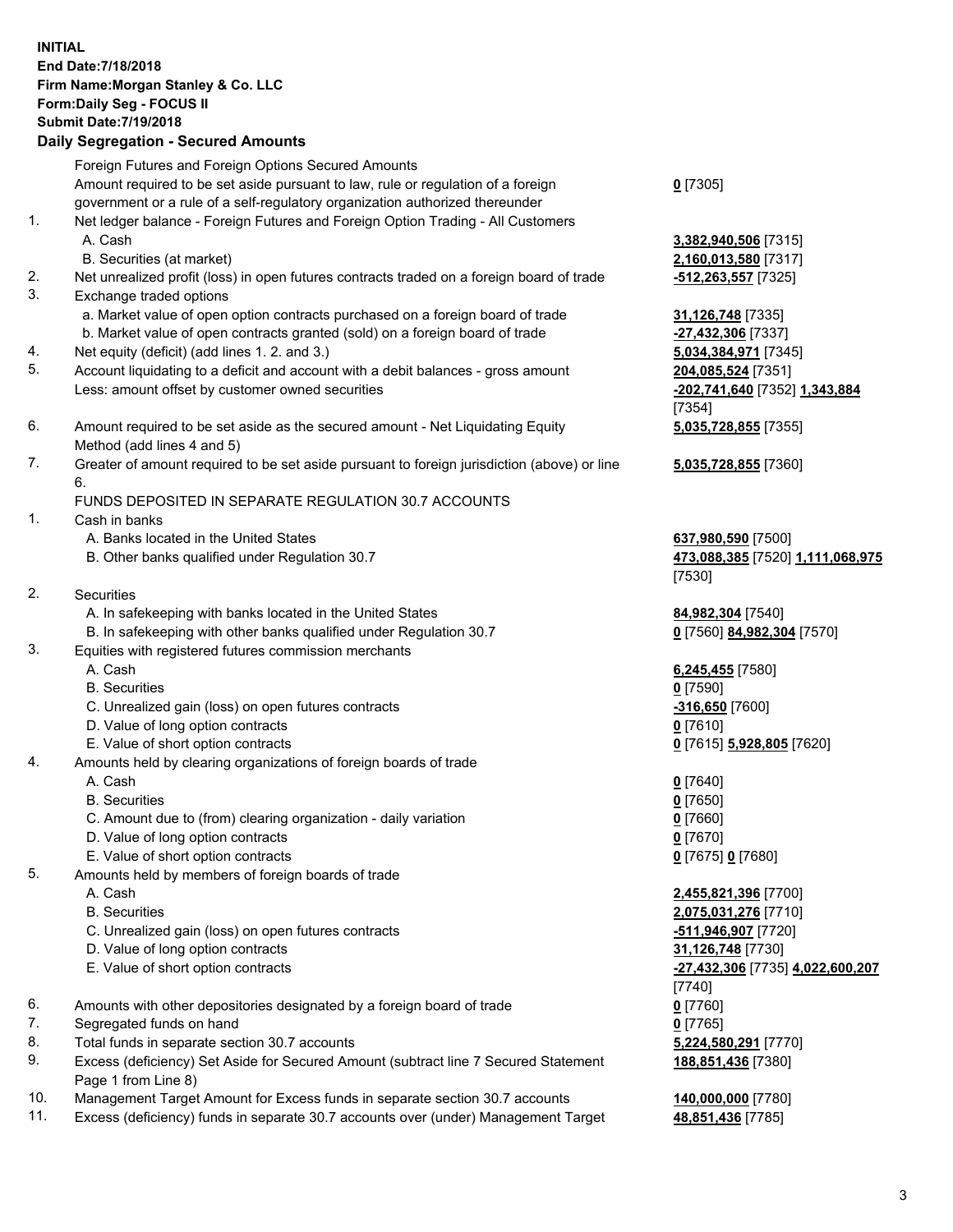**INITIAL**
**End Date:7/18/2018**
**Firm Name:Morgan Stanley & Co. LLC**
**Form:Daily Seg - FOCUS II**
**Submit Date:7/19/2018**

## Daily Segregation - Secured Amounts

| | | |
|---|---|---|
| | Foreign Futures and Foreign Options Secured Amounts | |
| | Amount required to be set aside pursuant to law, rule or regulation of a foreign government or a rule of a self-regulatory organization authorized thereunder | **0** [7305] |
| 1. | Net ledger balance - Foreign Futures and Foreign Option Trading - All Customers | |
| | A. Cash | **3,382,940,506** [7315] |
| | B. Securities (at market) | **2,160,013,580** [7317] |
| 2. | Net unrealized profit (loss) in open futures contracts traded on a foreign board of trade | **-512,263,557** [7325] |
| 3. | Exchange traded options | |
| | a. Market value of open option contracts purchased on a foreign board of trade | **31,126,748** [7335] |
| | b. Market value of open contracts granted (sold) on a foreign board of trade | **-27,432,306** [7337] |
| 4. | Net equity (deficit) (add lines 1. 2. and 3.) | **5,034,384,971** [7345] |
| 5. | Account liquidating to a deficit and account with a debit balances - gross amount | **204,085,524** [7351] |
| | Less: amount offset by customer owned securities | **-202,741,640** [7352] **1,343,884** [7354] |
| 6. | Amount required to be set aside as the secured amount - Net Liquidating Equity Method (add lines 4 and 5) | **5,035,728,855** [7355] |
| 7. | Greater of amount required to be set aside pursuant to foreign jurisdiction (above) or line 6. | **5,035,728,855** [7360] |
| | FUNDS DEPOSITED IN SEPARATE REGULATION 30.7 ACCOUNTS | |
| 1. | Cash in banks | |
| | A. Banks located in the United States | **637,980,590** [7500] |
| | B. Other banks qualified under Regulation 30.7 | **473,088,385** [7520] **1,111,068,975** [7530] |
| 2. | Securities | |
| | A. In safekeeping with banks located in the United States | **84,982,304** [7540] |
| | B. In safekeeping with other banks qualified under Regulation 30.7 | **0** [7560] **84,982,304** [7570] |
| 3. | Equities with registered futures commission merchants | |
| | A. Cash | **6,245,455** [7580] |
| | B. Securities | **0** [7590] |
| | C. Unrealized gain (loss) on open futures contracts | **-316,650** [7600] |
| | D. Value of long option contracts | **0** [7610] |
| | E. Value of short option contracts | **0** [7615] **5,928,805** [7620] |
| 4. | Amounts held by clearing organizations of foreign boards of trade | |
| | A. Cash | **0** [7640] |
| | B. Securities | **0** [7650] |
| | C. Amount due to (from) clearing organization - daily variation | **0** [7660] |
| | D. Value of long option contracts | **0** [7670] |
| | E. Value of short option contracts | **0** [7675] **0** [7680] |
| 5. | Amounts held by members of foreign boards of trade | |
| | A. Cash | **2,455,821,396** [7700] |
| | B. Securities | **2,075,031,276** [7710] |
| | C. Unrealized gain (loss) on open futures contracts | **-511,946,907** [7720] |
| | D. Value of long option contracts | **31,126,748** [7730] |
| | E. Value of short option contracts | **-27,432,306** [7735] **4,022,600,207** [7740] |
| 6. | Amounts with other depositories designated by a foreign board of trade | **0** [7760] |
| 7. | Segregated funds on hand | **0** [7765] |
| 8. | Total funds in separate section 30.7 accounts | **5,224,580,291** [7770] |
| 9. | Excess (deficiency) Set Aside for Secured Amount (subtract line 7 Secured Statement Page 1 from Line 8) | **188,851,436** [7380] |
| 10. | Management Target Amount for Excess funds in separate section 30.7 accounts | **140,000,000** [7780] |
| 11. | Excess (deficiency) funds in separate 30.7 accounts over (under) Management Target | **48,851,436** [7785] |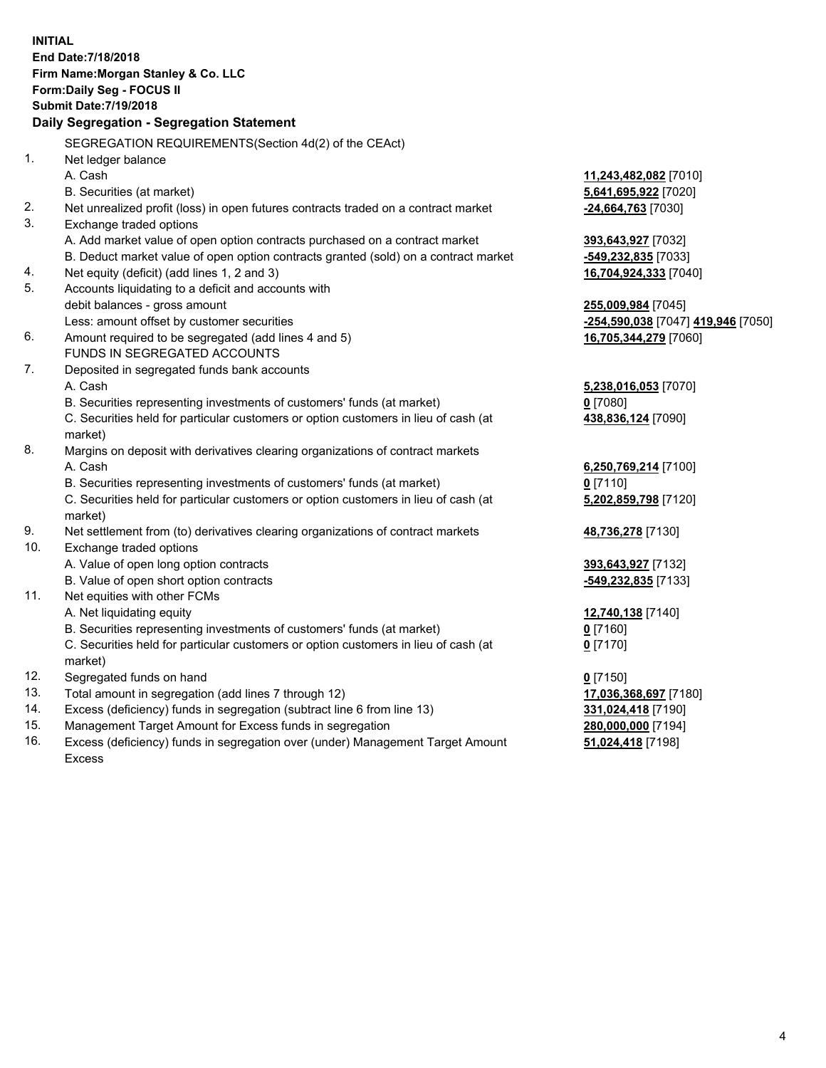**INITIAL**
**End Date:7/18/2018**
**Firm Name:Morgan Stanley & Co. LLC**
**Form:Daily Seg - FOCUS II**
**Submit Date:7/19/2018**
**Daily Segregation - Segregation Statement**

SEGREGATION REQUIREMENTS(Section 4d(2) of the CEAct)

| | | |
|---|---|---|
| 1. | Net ledger balance | |
| | A. Cash | **11,243,482,082** [7010] |
| | B. Securities (at market) | **5,641,695,922** [7020] |
| 2. | Net unrealized profit (loss) in open futures contracts traded on a contract market | **-24,664,763** [7030] |
| 3. | Exchange traded options | |
| | A. Add market value of open option contracts purchased on a contract market | **393,643,927** [7032] |
| | B. Deduct market value of open option contracts granted (sold) on a contract market | **-549,232,835** [7033] |
| 4. | Net equity (deficit) (add lines 1, 2 and 3) | **16,704,924,333** [7040] |
| 5. | Accounts liquidating to a deficit and accounts with debit balances - gross amount | **255,009,984** [7045] |
| | Less: amount offset by customer securities | **-254,590,038** [7047] **419,946** [7050] |
| 6. | Amount required to be segregated (add lines 4 and 5) | **16,705,344,279** [7060] |
| | FUNDS IN SEGREGATED ACCOUNTS | |
| 7. | Deposited in segregated funds bank accounts | |
| | A. Cash | **5,238,016,053** [7070] |
| | B. Securities representing investments of customers' funds (at market) | **0** [7080] |
| | C. Securities held for particular customers or option customers in lieu of cash (at market) | **438,836,124** [7090] |
| 8. | Margins on deposit with derivatives clearing organizations of contract markets | |
| | A. Cash | **6,250,769,214** [7100] |
| | B. Securities representing investments of customers' funds (at market) | **0** [7110] |
| | C. Securities held for particular customers or option customers in lieu of cash (at market) | **5,202,859,798** [7120] |
| 9. | Net settlement from (to) derivatives clearing organizations of contract markets | **48,736,278** [7130] |
| 10. | Exchange traded options | |
| | A. Value of open long option contracts | **393,643,927** [7132] |
| | B. Value of open short option contracts | **-549,232,835** [7133] |
| 11. | Net equities with other FCMs | |
| | A. Net liquidating equity | **12,740,138** [7140] |
| | B. Securities representing investments of customers' funds (at market) | **0** [7160] |
| | C. Securities held for particular customers or option customers in lieu of cash (at market) | **0** [7170] |
| 12. | Segregated funds on hand | **0** [7150] |
| 13. | Total amount in segregation (add lines 7 through 12) | **17,036,368,697** [7180] |
| 14. | Excess (deficiency) funds in segregation (subtract line 6 from line 13) | **331,024,418** [7190] |
| 15. | Management Target Amount for Excess funds in segregation | **280,000,000** [7194] |
| 16. | Excess (deficiency) funds in segregation over (under) Management Target Amount Excess | **51,024,418** [7198] |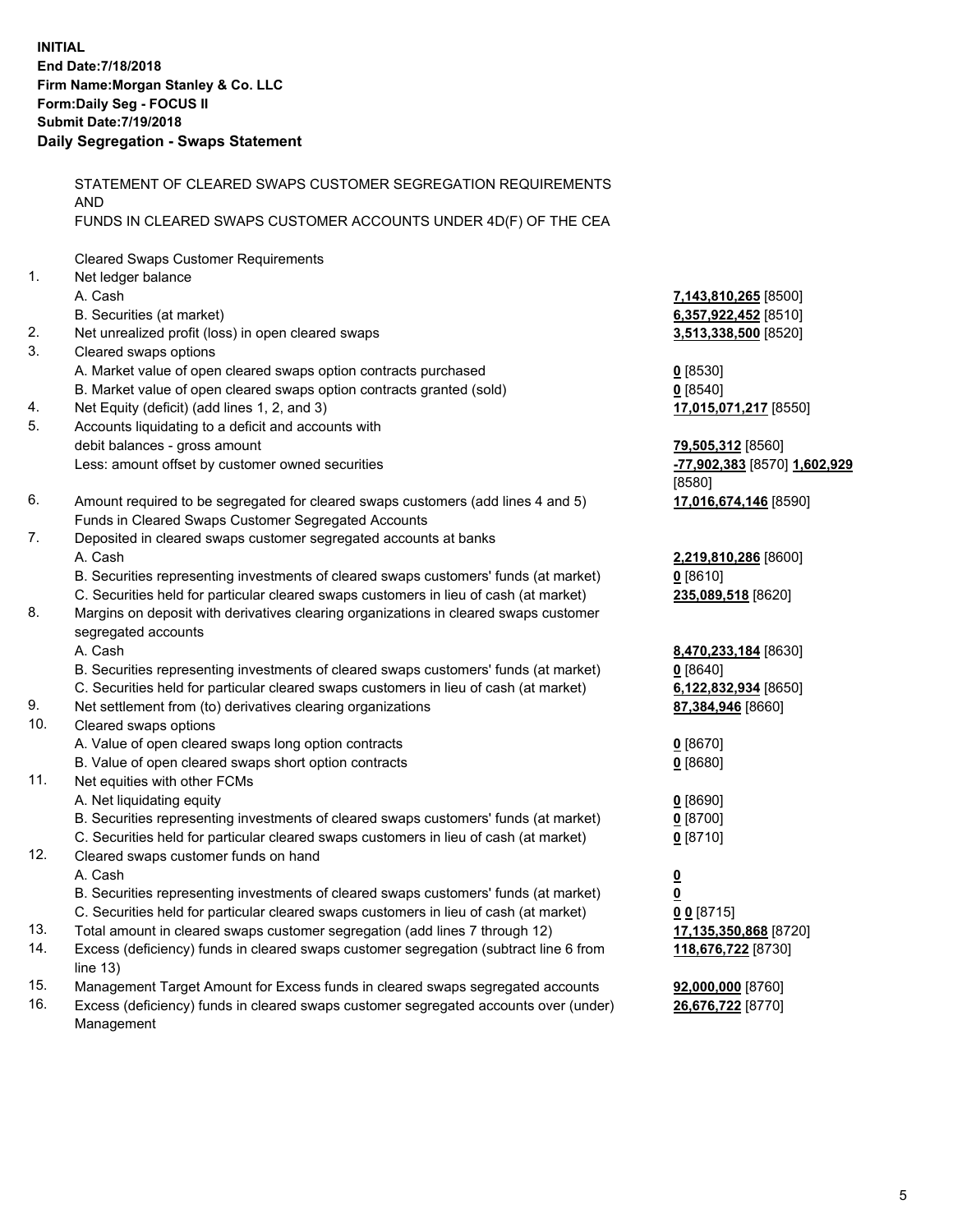**INITIAL**
**End Date:7/18/2018**
**Firm Name:Morgan Stanley & Co. LLC**
**Form:Daily Seg - FOCUS II**
**Submit Date:7/19/2018**
**Daily Segregation - Swaps Statement**

STATEMENT OF CLEARED SWAPS CUSTOMER SEGREGATION REQUIREMENTS AND
FUNDS IN CLEARED SWAPS CUSTOMER ACCOUNTS UNDER 4D(F) OF THE CEA

| | | |
|---|---|---|
| | Cleared Swaps Customer Requirements | |
| 1. | Net ledger balance | |
| | A. Cash | **7,143,810,265** [8500] |
| | B. Securities (at market) | **6,357,922,452** [8510] |
| 2. | Net unrealized profit (loss) in open cleared swaps | **3,513,338,500** [8520] |
| 3. | Cleared swaps options | |
| | A. Market value of open cleared swaps option contracts purchased | **0** [8530] |
| | B. Market value of open cleared swaps option contracts granted (sold) | **0** [8540] |
| 4. | Net Equity (deficit) (add lines 1, 2, and 3) | **17,015,071,217** [8550] |
| 5. | Accounts liquidating to a deficit and accounts with debit balances - gross amount | **79,505,312** [8560] |
| | Less: amount offset by customer owned securities | **-77,902,383** [8570] **1,602,929** [8580] |
| 6. | Amount required to be segregated for cleared swaps customers (add lines 4 and 5) | **17,016,674,146** [8590] |
| | Funds in Cleared Swaps Customer Segregated Accounts | |
| 7. | Deposited in cleared swaps customer segregated accounts at banks | |
| | A. Cash | **2,219,810,286** [8600] |
| | B. Securities representing investments of cleared swaps customers' funds (at market) | **0** [8610] |
| | C. Securities held for particular cleared swaps customers in lieu of cash (at market) | **235,089,518** [8620] |
| 8. | Margins on deposit with derivatives clearing organizations in cleared swaps customer segregated accounts | |
| | A. Cash | **8,470,233,184** [8630] |
| | B. Securities representing investments of cleared swaps customers' funds (at market) | **0** [8640] |
| | C. Securities held for particular cleared swaps customers in lieu of cash (at market) | **6,122,832,934** [8650] |
| 9. | Net settlement from (to) derivatives clearing organizations | **87,384,946** [8660] |
| 10. | Cleared swaps options | |
| | A. Value of open cleared swaps long option contracts | **0** [8670] |
| | B. Value of open cleared swaps short option contracts | **0** [8680] |
| 11. | Net equities with other FCMs | |
| | A. Net liquidating equity | **0** [8690] |
| | B. Securities representing investments of cleared swaps customers' funds (at market) | **0** [8700] |
| | C. Securities held for particular cleared swaps customers in lieu of cash (at market) | **0** [8710] |
| 12. | Cleared swaps customer funds on hand | |
| | A. Cash | **0** |
| | B. Securities representing investments of cleared swaps customers' funds (at market) | **0** |
| | C. Securities held for particular cleared swaps customers in lieu of cash (at market) | **0** **0** [8715] |
| 13. | Total amount in cleared swaps customer segregation (add lines 7 through 12) | **17,135,350,868** [8720] |
| 14. | Excess (deficiency) funds in cleared swaps customer segregation (subtract line 6 from line 13) | **118,676,722** [8730] |
| 15. | Management Target Amount for Excess funds in cleared swaps segregated accounts | **92,000,000** [8760] |
| 16. | Excess (deficiency) funds in cleared swaps customer segregated accounts over (under) Management | **26,676,722** [8770] |